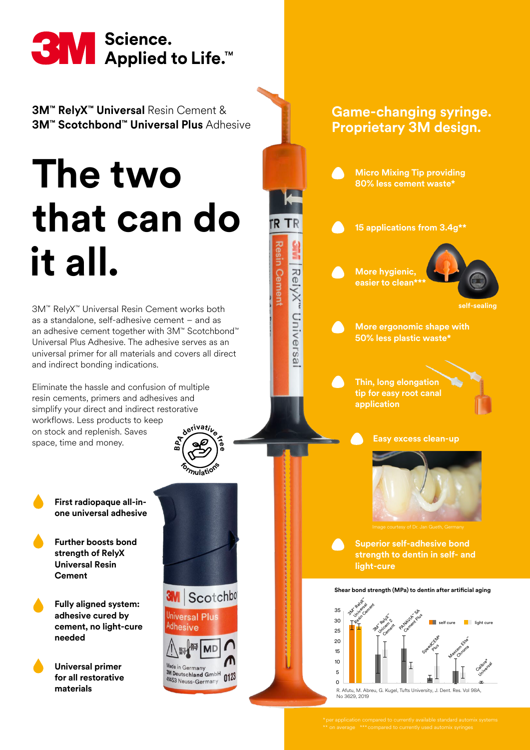3M Science. Applied to Life.™

**3M™ RelyX™ Universal** Resin Cement & **3M™ Scotchbond™ Universal Plus** Adhesive

# The two that can do it all.

3M™ RelyX™ Universal Resin Cement works both as a standalone, self-adhesive cement – and as an adhesive cement together with 3M™ Scotchbond™ Universal Plus Adhesive. The adhesive serves as an universal primer for all materials and covers all direct and indirect bonding indications.

Eliminate the hassle and confusion of multiple resin cements, primers and adhesives and simplify your direct and indirect restorative workflows. Less products to keep on stock and replenish. Saves space, time and money.

BPA derivative free formulations

- **First radiopaque all-in-one universal adhesive**
- **Further boosts bond strength of RelyX Universal Resin Cement**
- **Fully aligned system: adhesive cured by cement, no light-cure needed**
- **Universal primer for all restorative materials**

## Game-changing syringe. Proprietary 3M design.

- **Micro Mixing Tip providing 80% less cement waste***
- **15 applications from 3.4g****
- **More hygienic, easier to clean*****

self-sealing

- **More ergonomic shape with 50% less plastic waste***
- **Thin, long elongation tip for easy root canal application**
- **Easy excess clean-up**

Image courtesy of Dr. Jan Gueth, Germany

- **Superior self-adhesive bond strength to dentin in self- and light-cure**

**Shear bond strength (MPa) to dentin after artificial aging**

Legend: self cure, light cure

Products: 3M™ RelyX™ Universal Resin Cement; 3M™ RelyX™ Unicem 2 Cement; PANAVIA™ SA Cement Plus; SpeedCEM® Plus; Maxcem Elite™ Chroma; Calibra® Universal

Y-axis: 0, 5, 10, 15, 20, 25, 30, 35

R. Afutu, M. Abreu, G. Kugel, Tufts University, J. Dent. Res. Vol 98A, No 3629, 2019

\* per application compared to currently available standard automix systems
\*\* on average \*\*\* compared to currently used automix syringes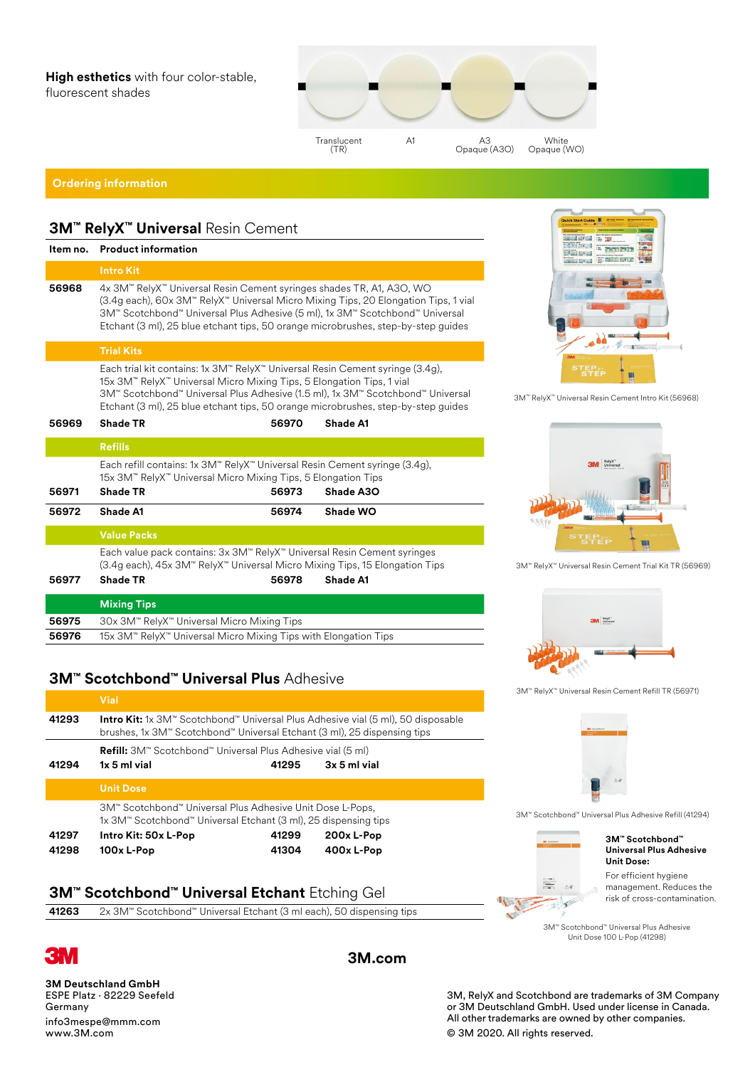**High esthetics** with four color-stable, fluorescent shades

Translucent (TR)

A1

A3 Opaque (A3O)

White Opaque (WO)

## Ordering information

### 3M™ RelyX™ Universal Resin Cement

| Item no. | Product information | | |
|---|---|---|---|
| | **Intro Kit** | | |
| **56968** | 4x 3M™ RelyX™ Universal Resin Cement syringes shades TR, A1, A3O, WO (3.4g each), 60x 3M™ RelyX™ Universal Micro Mixing Tips, 20 Elongation Tips, 1 vial 3M™ Scotchbond™ Universal Plus Adhesive (5 ml), 1x 3M™ Scotchbond™ Universal Etchant (3 ml), 25 blue etchant tips, 50 orange microbrushes, step-by-step guides | | |
| | **Trial Kits** | | |
| | Each trial kit contains: 1x 3M™ RelyX™ Universal Resin Cement syringe (3.4g), 15x 3M™ RelyX™ Universal Micro Mixing Tips, 5 Elongation Tips, 1 vial 3M™ Scotchbond™ Universal Plus Adhesive (1.5 ml), 1x 3M™ Scotchbond™ Universal Etchant (3 ml), 25 blue etchant tips, 50 orange microbrushes, step-by-step guides | | |
| **56969** | **Shade TR** | **56970** | **Shade A1** |
| | **Refills** | | |
| | Each refill contains: 1x 3M™ RelyX™ Universal Resin Cement syringe (3.4g), 15x 3M™ RelyX™ Universal Micro Mixing Tips, 5 Elongation Tips | | |
| **56971** | **Shade TR** | **56973** | **Shade A3O** |
| **56972** | **Shade A1** | **56974** | **Shade WO** |
| | **Value Packs** | | |
| | Each value pack contains: 3x 3M™ RelyX™ Universal Resin Cement syringes (3.4g each), 45x 3M™ RelyX™ Universal Micro Mixing Tips, 15 Elongation Tips | | |
| **56977** | **Shade TR** | **56978** | **Shade A1** |
| | **Mixing Tips** | | |
| **56975** | 30x 3M™ RelyX™ Universal Micro Mixing Tips | | |
| **56976** | 15x 3M™ RelyX™ Universal Micro Mixing Tips with Elongation Tips | | |

### 3M™ Scotchbond™ Universal Plus Adhesive

| | | | |
|---|---|---|---|
| | **Vial** | | |
| **41293** | **Intro Kit:** 1x 3M™ Scotchbond™ Universal Plus Adhesive vial (5 ml), 50 disposable brushes, 1x 3M™ Scotchbond™ Universal Etchant (3 ml), 25 dispensing tips | | |
| | **Refill:** 3M™ Scotchbond™ Universal Plus Adhesive vial (5 ml) | | |
| **41294** | **1x 5 ml vial** | **41295** | **3x 5 ml vial** |
| | **Unit Dose** | | |
| | 3M™ Scotchbond™ Universal Plus Adhesive Unit Dose L-Pops, 1x 3M™ Scotchbond™ Universal Etchant (3 ml), 25 dispensing tips | | |
| **41297** | **Intro Kit: 50x L-Pop** | **41299** | **200x L-Pop** |
| **41298** | **100x L-Pop** | **41304** | **400x L-Pop** |

### 3M™ Scotchbond™ Universal Etchant Etching Gel

| | |
|---|---|
| **41263** | 2x 3M™ Scotchbond™ Universal Etchant (3 ml each), 50 dispensing tips |

3M™ RelyX™ Universal Resin Cement Intro Kit (56968)

3M™ RelyX™ Universal Resin Cement Trial Kit TR (56969)

3M™ RelyX™ Universal Resin Cement Refill TR (56971)

3M™ Scotchbond™ Universal Plus Adhesive Refill (41294)

**3M™ Scotchbond™ Universal Plus Adhesive Unit Dose:**
For efficient hygiene management. Reduces the risk of cross-contamination.

3M™ Scotchbond™ Universal Plus Adhesive Unit Dose 100 L-Pop (41298)

**3M.com**

**3M Deutschland GmbH**
ESPE Platz · 82229 Seefeld
Germany
info3mespe@mmm.com
www.3M.com

3M, RelyX and Scotchbond are trademarks of 3M Company or 3M Deutschland GmbH. Used under license in Canada. All other trademarks are owned by other companies.
© 3M 2020. All rights reserved.